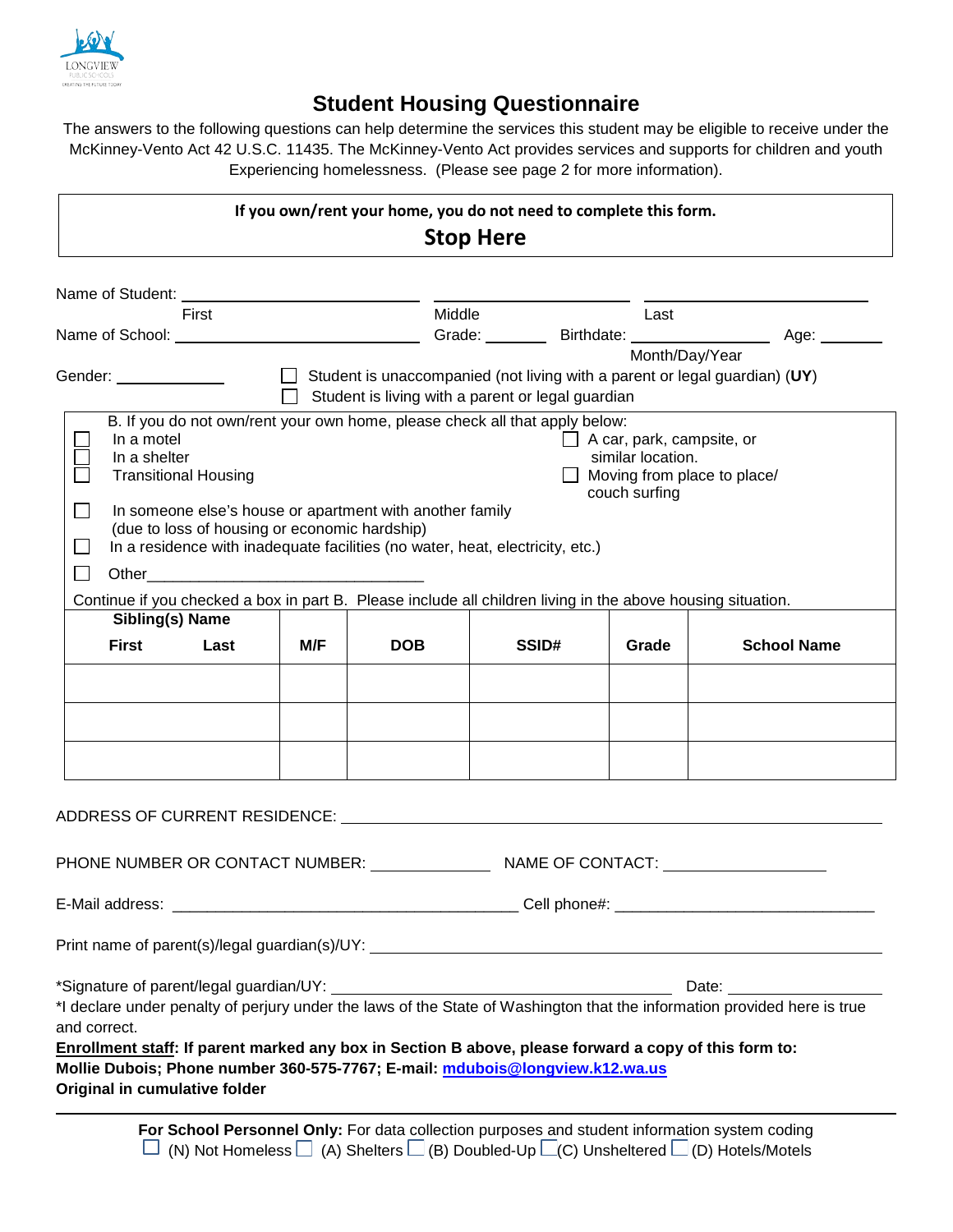LONGVIEW PUBLIC SCHOOLS
CREATING THE FUTURE TODAY

# Student Housing Questionnaire

The answers to the following questions can help determine the services this student may be eligible to receive under the McKinney-Vento Act 42 U.S.C. 11435. The McKinney-Vento Act provides services and supports for children and youth Experiencing homelessness. (Please see page 2 for more information).

**If you own/rent your home, you do not need to complete this form.**

**Stop Here**

Name of Student: ______________________ ______________________ ______________________
First Middle Last

Name of School: ______________________ Grade: _______ Birthdate: ______________ Age: _______
Month/Day/Year

Gender: ____________

☐ Student is unaccompanied (not living with a parent or legal guardian) (**UY**)

☐ Student is living with a parent or legal guardian

B. If you do not own/rent your own home, please check all that apply below:

- ☐ In a motel
- ☐ In a shelter
- ☐ Transitional Housing
- ☐ A car, park, campsite, or similar location.
- ☐ Moving from place to place/ couch surfing
- ☐ In someone else's house or apartment with another family (due to loss of housing or economic hardship)
- ☐ In a residence with inadequate facilities (no water, heat, electricity, etc.)
- ☐ Other________________________________

Continue if you checked a box in part B. Please include all children living in the above housing situation.

| Sibling(s) Name First Last | M/F | DOB | SSID# | Grade | School Name |
|---|---|---|---|---|---|
| | | | | | |
| | | | | | |
| | | | | | |

ADDRESS OF CURRENT RESIDENCE: ____________________________________________

PHONE NUMBER OR CONTACT NUMBER: ______________ NAME OF CONTACT: ____________________

E-Mail address: ________________________________________ Cell phone#: ______________________________

Print name of parent(s)/legal guardian(s)/UY: ____________________________________________

*Signature of parent/legal guardian/UY: ________________________________________ Date: __________________

*I declare under penalty of perjury under the laws of the State of Washington that the information provided here is true and correct.

**<u>Enrollment staff</u>: If parent marked any box in Section B above, please forward a copy of this form to:**
**Mollie Dubois; Phone number 360-575-7767; E-mail: mdubois@longview.k12.wa.us**
**Original in cumulative folder**

---

**For School Personnel Only:** For data collection purposes and student information system coding
☐ (N) Not Homeless ☐ (A) Shelters ☐ (B) Doubled-Up ☐ (C) Unsheltered ☐ (D) Hotels/Motels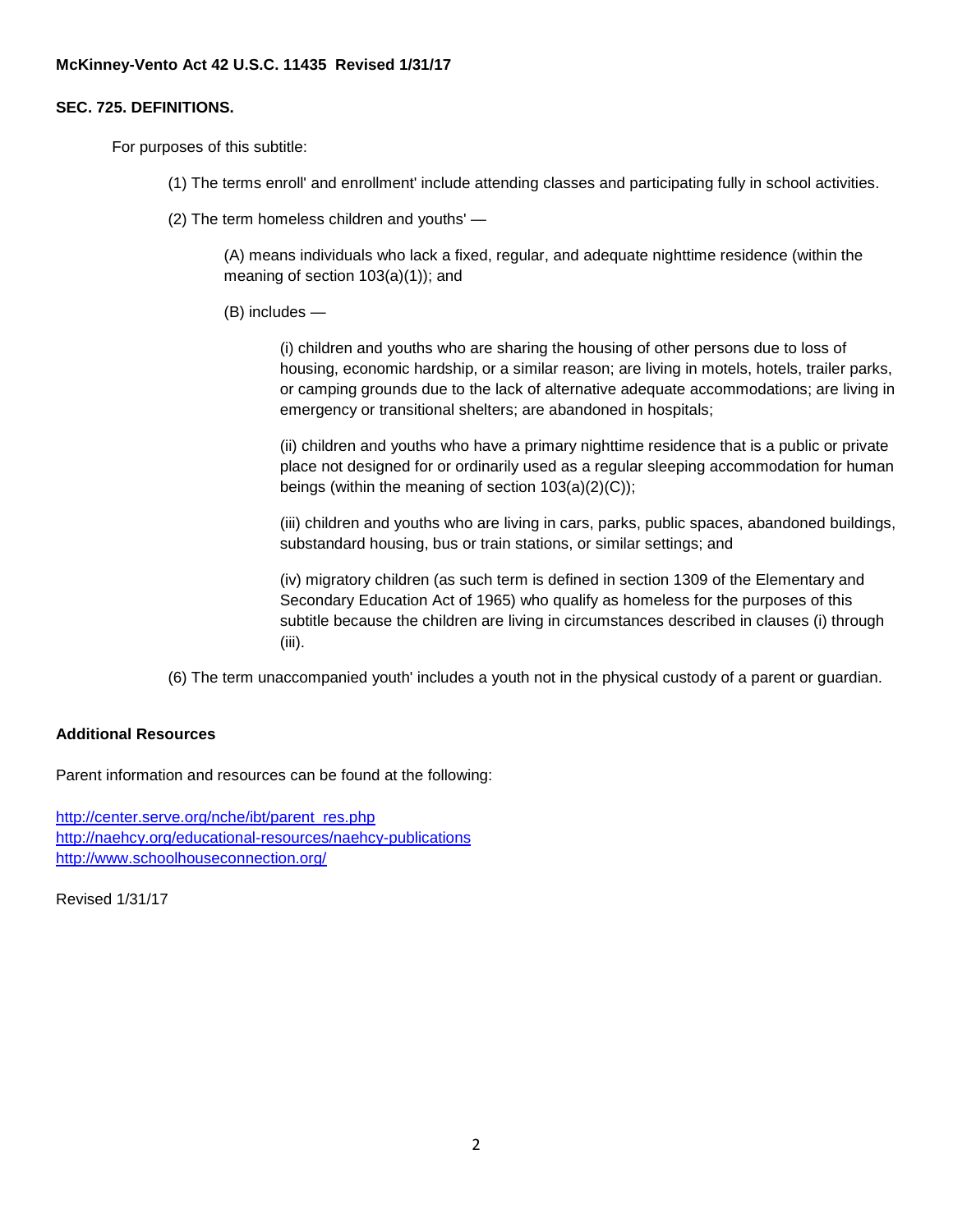**McKinney-Vento Act 42 U.S.C. 11435 Revised 1/31/17**

**SEC. 725. DEFINITIONS.**

For purposes of this subtitle:

(1) The terms enroll' and enrollment' include attending classes and participating fully in school activities.

(2) The term homeless children and youths' —

(A) means individuals who lack a fixed, regular, and adequate nighttime residence (within the meaning of section 103(a)(1)); and

(B) includes —

(i) children and youths who are sharing the housing of other persons due to loss of housing, economic hardship, or a similar reason; are living in motels, hotels, trailer parks, or camping grounds due to the lack of alternative adequate accommodations; are living in emergency or transitional shelters; are abandoned in hospitals;

(ii) children and youths who have a primary nighttime residence that is a public or private place not designed for or ordinarily used as a regular sleeping accommodation for human beings (within the meaning of section 103(a)(2)(C));

(iii) children and youths who are living in cars, parks, public spaces, abandoned buildings, substandard housing, bus or train stations, or similar settings; and

(iv) migratory children (as such term is defined in section 1309 of the Elementary and Secondary Education Act of 1965) who qualify as homeless for the purposes of this subtitle because the children are living in circumstances described in clauses (i) through (iii).

(6) The term unaccompanied youth' includes a youth not in the physical custody of a parent or guardian.

**Additional Resources**

Parent information and resources can be found at the following:

http://center.serve.org/nche/ibt/parent_res.php
http://naehcy.org/educational-resources/naehcy-publications
http://www.schoolhouseconnection.org/

Revised 1/31/17